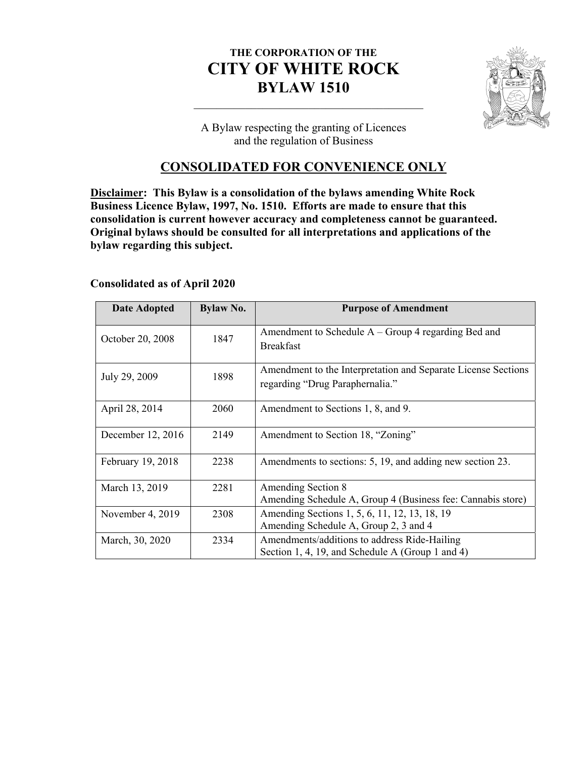# THE CORPORATION OF THE
# CITY OF WHITE ROCK
# BYLAW 1510

A Bylaw respecting the granting of Licences and the regulation of Business

## CONSOLIDATED FOR CONVENIENCE ONLY

**Disclaimer: This Bylaw is a consolidation of the bylaws amending White Rock Business Licence Bylaw, 1997, No. 1510. Efforts are made to ensure that this consolidation is current however accuracy and completeness cannot be guaranteed. Original bylaws should be consulted for all interpretations and applications of the bylaw regarding this subject.**

**Consolidated as of April 2020**

| Date Adopted | Bylaw No. | Purpose of Amendment |
|---|---|---|
| October 20, 2008 | 1847 | Amendment to Schedule A – Group 4 regarding Bed and Breakfast |
| July 29, 2009 | 1898 | Amendment to the Interpretation and Separate License Sections regarding "Drug Paraphernalia." |
| April 28, 2014 | 2060 | Amendment to Sections 1, 8, and 9. |
| December 12, 2016 | 2149 | Amendment to Section 18, "Zoning" |
| February 19, 2018 | 2238 | Amendments to sections: 5, 19, and adding new section 23. |
| March 13, 2019 | 2281 | Amending Section 8<br>Amending Schedule A, Group 4 (Business fee: Cannabis store) |
| November 4, 2019 | 2308 | Amending Sections 1, 5, 6, 11, 12, 13, 18, 19<br>Amending Schedule A, Group 2, 3 and 4 |
| March, 30, 2020 | 2334 | Amendments/additions to address Ride-Hailing<br>Section 1, 4, 19, and Schedule A (Group 1 and 4) |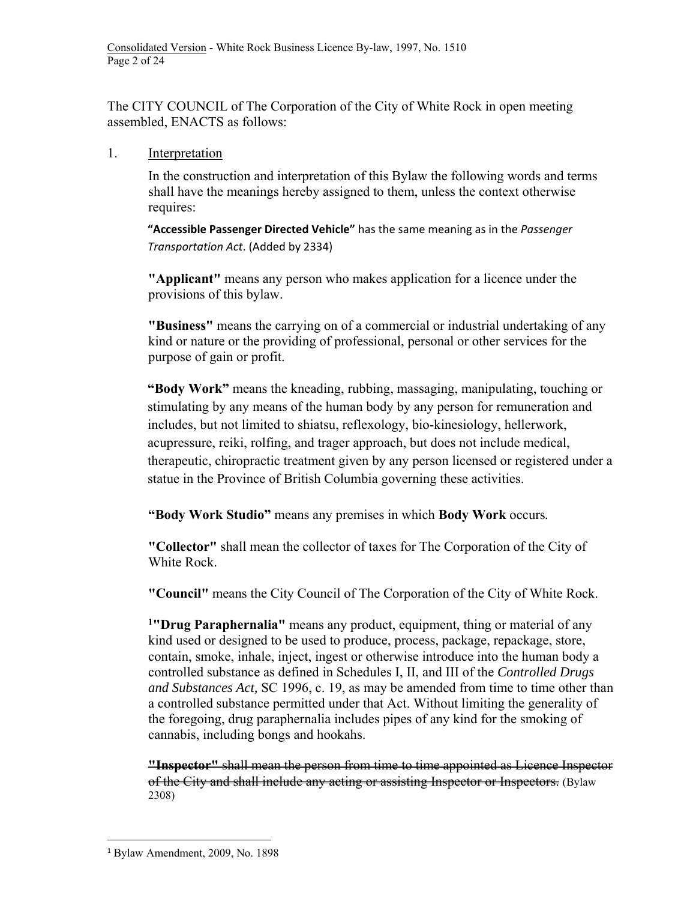The CITY COUNCIL of The Corporation of the City of White Rock in open meeting assembled, ENACTS as follows:

1. Interpretation

In the construction and interpretation of this Bylaw the following words and terms shall have the meanings hereby assigned to them, unless the context otherwise requires:

**"Accessible Passenger Directed Vehicle"** has the same meaning as in the *Passenger Transportation Act*. (Added by 2334)

**"Applicant"** means any person who makes application for a licence under the provisions of this bylaw.

**"Business"** means the carrying on of a commercial or industrial undertaking of any kind or nature or the providing of professional, personal or other services for the purpose of gain or profit.

**"Body Work"** means the kneading, rubbing, massaging, manipulating, touching or stimulating by any means of the human body by any person for remuneration and includes, but not limited to shiatsu, reflexology, bio-kinesiology, hellerwork, acupressure, reiki, rolfing, and trager approach, but does not include medical, therapeutic, chiropractic treatment given by any person licensed or registered under a statue in the Province of British Columbia governing these activities.

**"Body Work Studio"** means any premises in which **Body Work** occurs.

**"Collector"** shall mean the collector of taxes for The Corporation of the City of White Rock.

**"Council"** means the City Council of The Corporation of the City of White Rock.

[1]**"Drug Paraphernalia"** means any product, equipment, thing or material of any kind used or designed to be used to produce, process, package, repackage, store, contain, smoke, inhale, inject, ingest or otherwise introduce into the human body a controlled substance as defined in Schedules I, II, and III of the *Controlled Drugs and Substances Act,* SC 1996, c. 19, as may be amended from time to time other than a controlled substance permitted under that Act. Without limiting the generality of the foregoing, drug paraphernalia includes pipes of any kind for the smoking of cannabis, including bongs and hookahs.

~~**"Inspector"** shall mean the person from time to time appointed as Licence Inspector of the City and shall include any acting or assisting Inspector or Inspectors.~~ (Bylaw 2308)

[1] Bylaw Amendment, 2009, No. 1898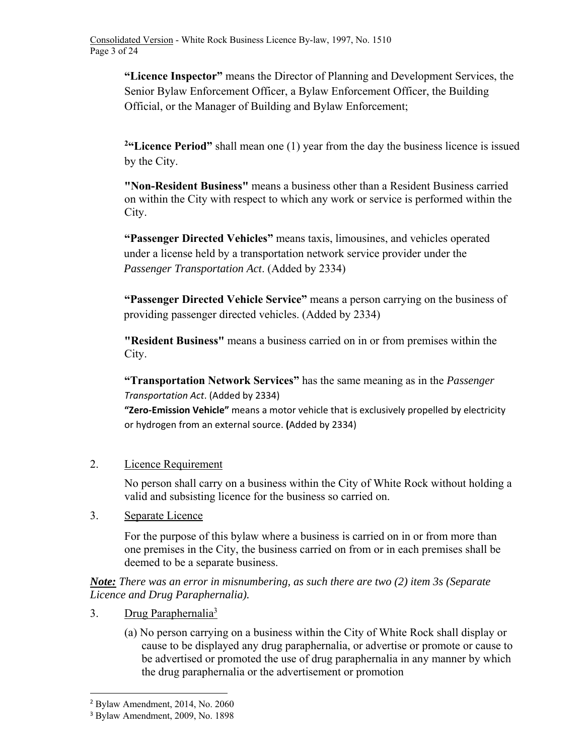**“Licence Inspector”** means the Director of Planning and Development Services, the Senior Bylaw Enforcement Officer, a Bylaw Enforcement Officer, the Building Official, or the Manager of Building and Bylaw Enforcement;

[2]**“Licence Period”** shall mean one (1) year from the day the business licence is issued by the City.

**"Non-Resident Business"** means a business other than a Resident Business carried on within the City with respect to which any work or service is performed within the City.

**“Passenger Directed Vehicles”** means taxis, limousines, and vehicles operated under a license held by a transportation network service provider under the *Passenger Transportation Act*. (Added by 2334)

**“Passenger Directed Vehicle Service”** means a person carrying on the business of providing passenger directed vehicles. (Added by 2334)

**"Resident Business"** means a business carried on in or from premises within the City.

**“Transportation Network Services”** has the same meaning as in the *Passenger Transportation Act*. (Added by 2334)

**“Zero-Emission Vehicle”** means a motor vehicle that is exclusively propelled by electricity or hydrogen from an external source. **(**Added by 2334)

2. Licence Requirement

No person shall carry on a business within the City of White Rock without holding a valid and subsisting licence for the business so carried on.

3. Separate Licence

For the purpose of this bylaw where a business is carried on in or from more than one premises in the City, the business carried on from or in each premises shall be deemed to be a separate business.

***Note:*** *There was an error in misnumbering, as such there are two (2) item 3s (Separate Licence and Drug Paraphernalia).*

3. Drug Paraphernalia[3]

(a) No person carrying on a business within the City of White Rock shall display or cause to be displayed any drug paraphernalia, or advertise or promote or cause to be advertised or promoted the use of drug paraphernalia in any manner by which the drug paraphernalia or the advertisement or promotion

[2] Bylaw Amendment, 2014, No. 2060

[3] Bylaw Amendment, 2009, No. 1898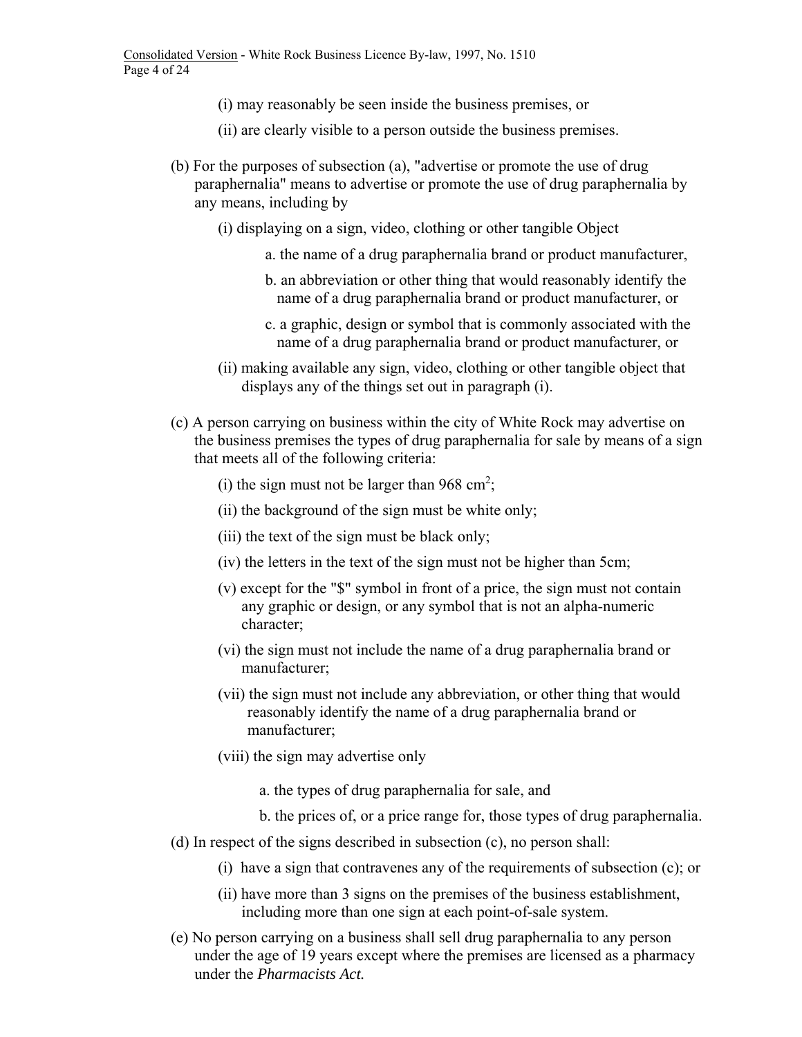(i) may reasonably be seen inside the business premises, or

(ii) are clearly visible to a person outside the business premises.

(b) For the purposes of subsection (a), "advertise or promote the use of drug paraphernalia" means to advertise or promote the use of drug paraphernalia by any means, including by

(i) displaying on a sign, video, clothing or other tangible Object

a. the name of a drug paraphernalia brand or product manufacturer,

b. an abbreviation or other thing that would reasonably identify the name of a drug paraphernalia brand or product manufacturer, or

c. a graphic, design or symbol that is commonly associated with the name of a drug paraphernalia brand or product manufacturer, or

(ii) making available any sign, video, clothing or other tangible object that displays any of the things set out in paragraph (i).

(c) A person carrying on business within the city of White Rock may advertise on the business premises the types of drug paraphernalia for sale by means of a sign that meets all of the following criteria:

(i) the sign must not be larger than 968 $cm^2$;

(ii) the background of the sign must be white only;

(iii) the text of the sign must be black only;

(iv) the letters in the text of the sign must not be higher than 5cm;

(v) except for the "$" symbol in front of a price, the sign must not contain any graphic or design, or any symbol that is not an alpha-numeric character;

(vi) the sign must not include the name of a drug paraphernalia brand or manufacturer;

(vii) the sign must not include any abbreviation, or other thing that would reasonably identify the name of a drug paraphernalia brand or manufacturer;

(viii) the sign may advertise only

a. the types of drug paraphernalia for sale, and

b. the prices of, or a price range for, those types of drug paraphernalia.

(d) In respect of the signs described in subsection (c), no person shall:

(i) have a sign that contravenes any of the requirements of subsection (c); or

(ii) have more than 3 signs on the premises of the business establishment, including more than one sign at each point-of-sale system.

(e) No person carrying on a business shall sell drug paraphernalia to any person under the age of 19 years except where the premises are licensed as a pharmacy under the *Pharmacists Act.*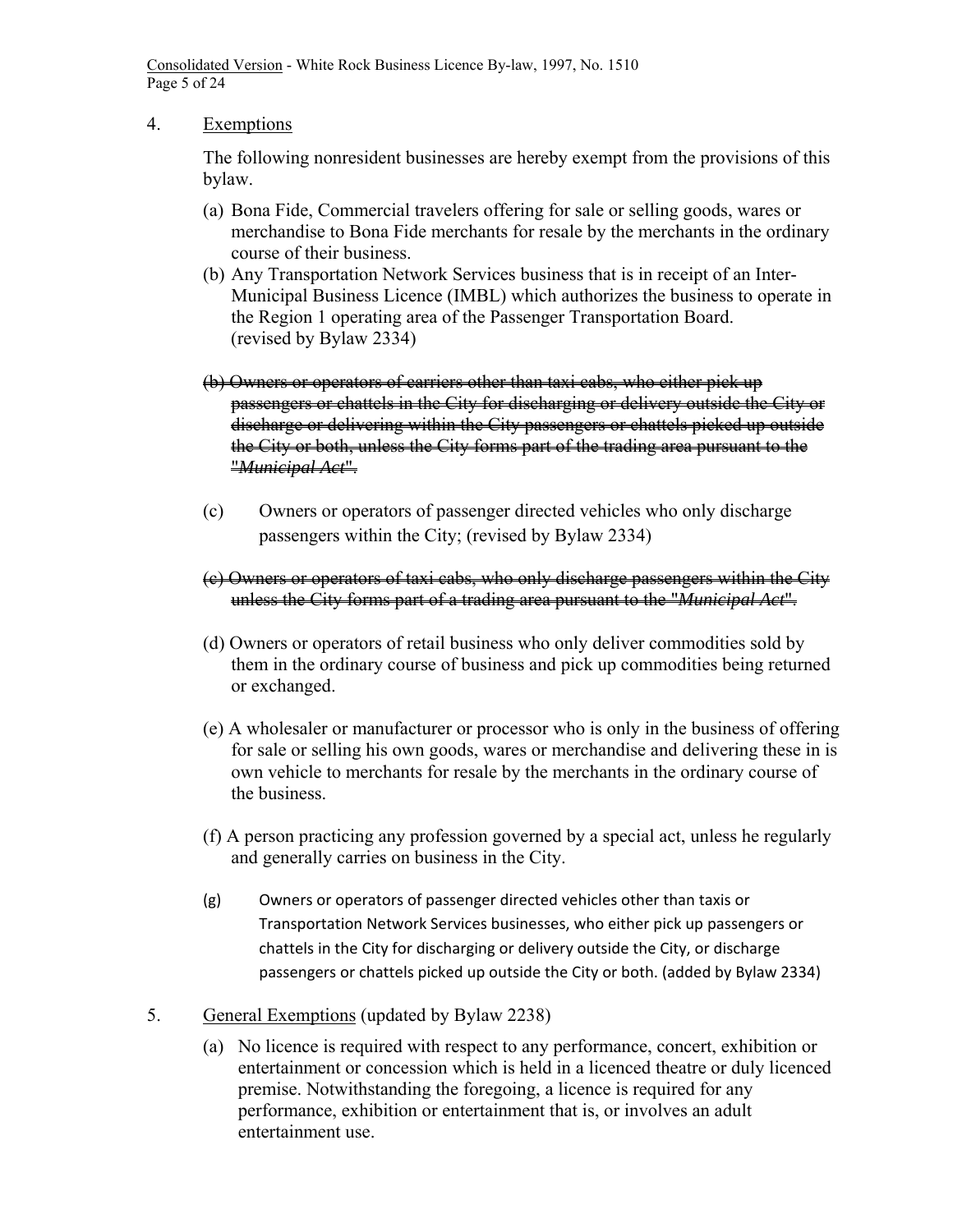4. Exemptions

The following nonresident businesses are hereby exempt from the provisions of this bylaw.

(a) Bona Fide, Commercial travelers offering for sale or selling goods, wares or merchandise to Bona Fide merchants for resale by the merchants in the ordinary course of their business.

(b) Any Transportation Network Services business that is in receipt of an Inter-Municipal Business Licence (IMBL) which authorizes the business to operate in the Region 1 operating area of the Passenger Transportation Board. (revised by Bylaw 2334)

~~(b) Owners or operators of carriers other than taxi cabs, who either pick up passengers or chattels in the City for discharging or delivery outside the City or discharge or delivering within the City passengers or chattels picked up outside the City or both, unless the City forms part of the trading area pursuant to the "*Municipal Act*".~~

(c) Owners or operators of passenger directed vehicles who only discharge passengers within the City; (revised by Bylaw 2334)

~~(c) Owners or operators of taxi cabs, who only discharge passengers within the City unless the City forms part of a trading area pursuant to the "*Municipal Act*".~~

(d) Owners or operators of retail business who only deliver commodities sold by them in the ordinary course of business and pick up commodities being returned or exchanged.

(e) A wholesaler or manufacturer or processor who is only in the business of offering for sale or selling his own goods, wares or merchandise and delivering these in is own vehicle to merchants for resale by the merchants in the ordinary course of the business.

(f) A person practicing any profession governed by a special act, unless he regularly and generally carries on business in the City.

(g) Owners or operators of passenger directed vehicles other than taxis or Transportation Network Services businesses, who either pick up passengers or chattels in the City for discharging or delivery outside the City, or discharge passengers or chattels picked up outside the City or both. (added by Bylaw 2334)

5. General Exemptions (updated by Bylaw 2238)

(a) No licence is required with respect to any performance, concert, exhibition or entertainment or concession which is held in a licenced theatre or duly licenced premise. Notwithstanding the foregoing, a licence is required for any performance, exhibition or entertainment that is, or involves an adult entertainment use.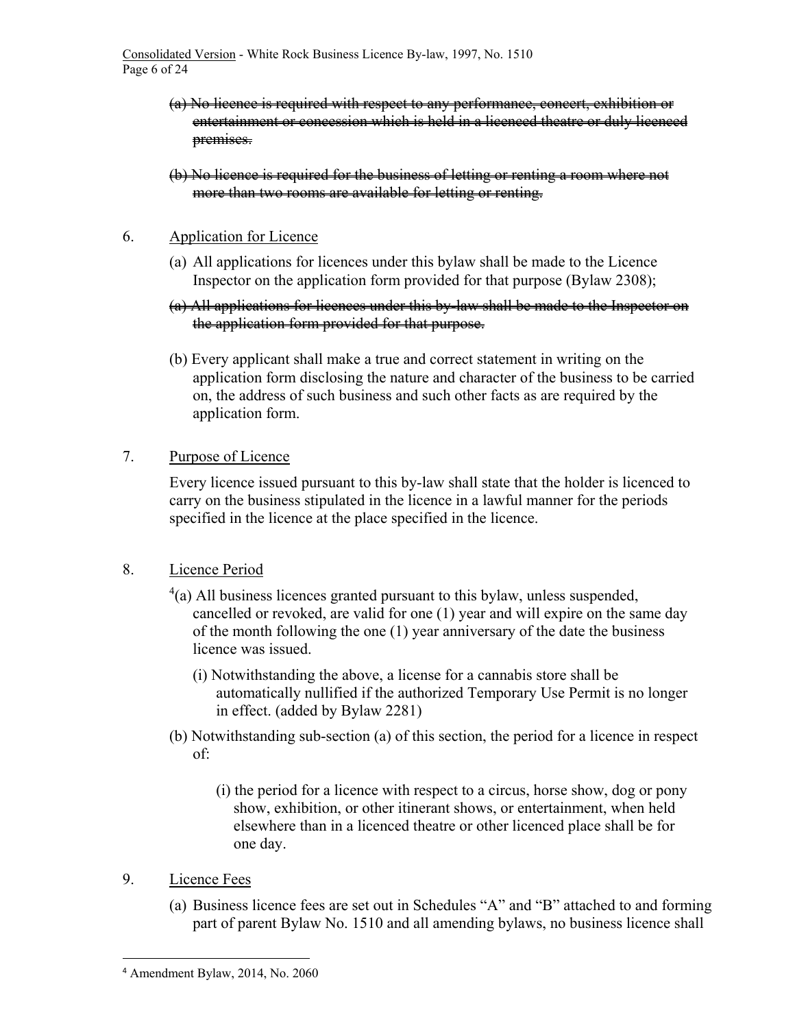~~(a) No licence is required with respect to any performance, concert, exhibition or entertainment or concession which is held in a licenced theatre or duly licenced premises.~~

~~(b) No licence is required for the business of letting or renting a room where not more than two rooms are available for letting or renting.~~

6. Application for Licence

   (a) All applications for licences under this bylaw shall be made to the Licence Inspector on the application form provided for that purpose (Bylaw 2308);

   ~~(a) All applications for licences under this by-law shall be made to the Inspector on the application form provided for that purpose.~~

   (b) Every applicant shall make a true and correct statement in writing on the application form disclosing the nature and character of the business to be carried on, the address of such business and such other facts as are required by the application form.

7. Purpose of Licence

   Every licence issued pursuant to this by-law shall state that the holder is licenced to carry on the business stipulated in the licence in a lawful manner for the periods specified in the licence at the place specified in the licence.

8. Licence Period

   [4](a) All business licences granted pursuant to this bylaw, unless suspended, cancelled or revoked, are valid for one (1) year and will expire on the same day of the month following the one (1) year anniversary of the date the business licence was issued.

   (i) Notwithstanding the above, a license for a cannabis store shall be automatically nullified if the authorized Temporary Use Permit is no longer in effect. (added by Bylaw 2281)

   (b) Notwithstanding sub-section (a) of this section, the period for a licence in respect of:

   (i) the period for a licence with respect to a circus, horse show, dog or pony show, exhibition, or other itinerant shows, or entertainment, when held elsewhere than in a licenced theatre or other licenced place shall be for one day.

9. Licence Fees

   (a) Business licence fees are set out in Schedules "A" and "B" attached to and forming part of parent Bylaw No. 1510 and all amending bylaws, no business licence shall

[4] Amendment Bylaw, 2014, No. 2060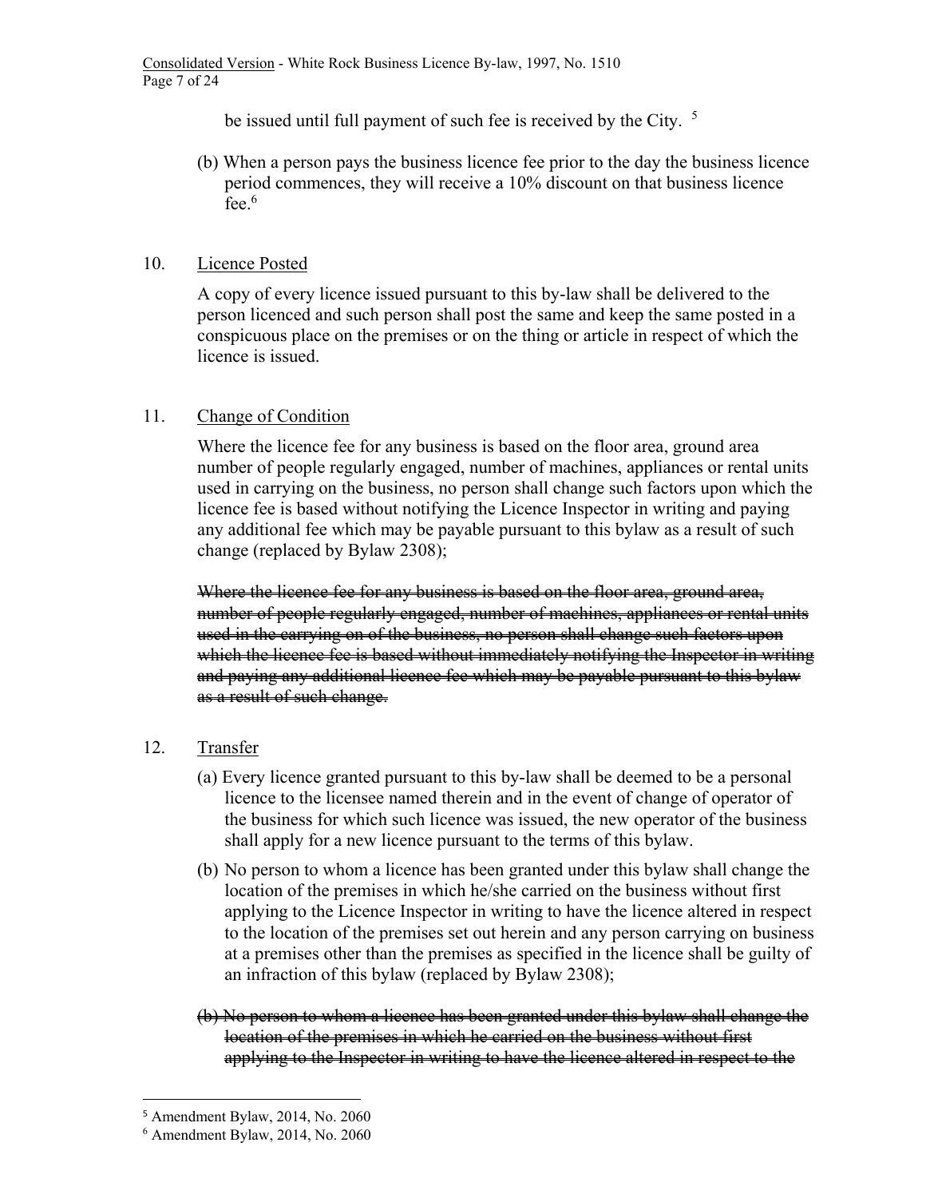be issued until full payment of such fee is received by the City. [5]

(b) When a person pays the business licence fee prior to the day the business licence period commences, they will receive a 10% discount on that business licence fee.[6]

10. <u>Licence Posted</u>

A copy of every licence issued pursuant to this by-law shall be delivered to the person licenced and such person shall post the same and keep the same posted in a conspicuous place on the premises or on the thing or article in respect of which the licence is issued.

11. <u>Change of Condition</u>

Where the licence fee for any business is based on the floor area, ground area number of people regularly engaged, number of machines, appliances or rental units used in carrying on the business, no person shall change such factors upon which the licence fee is based without notifying the Licence Inspector in writing and paying any additional fee which may be payable pursuant to this bylaw as a result of such change (replaced by Bylaw 2308);

~~Where the licence fee for any business is based on the floor area, ground area, number of people regularly engaged, number of machines, appliances or rental units used in the carrying on of the business, no person shall change such factors upon which the licence fee is based without immediately notifying the Inspector in writing and paying any additional licence fee which may be payable pursuant to this bylaw as a result of such change.~~

12. <u>Transfer</u>

(a) Every licence granted pursuant to this by-law shall be deemed to be a personal licence to the licensee named therein and in the event of change of operator of the business for which such licence was issued, the new operator of the business shall apply for a new licence pursuant to the terms of this bylaw.

(b) No person to whom a licence has been granted under this bylaw shall change the location of the premises in which he/she carried on the business without first applying to the Licence Inspector in writing to have the licence altered in respect to the location of the premises set out herein and any person carrying on business at a premises other than the premises as specified in the licence shall be guilty of an infraction of this bylaw (replaced by Bylaw 2308);

~~(b) No person to whom a licence has been granted under this bylaw shall change the location of the premises in which he carried on the business without first applying to the Inspector in writing to have the licence altered in respect to the~~

[5] Amendment Bylaw, 2014, No. 2060
[6] Amendment Bylaw, 2014, No. 2060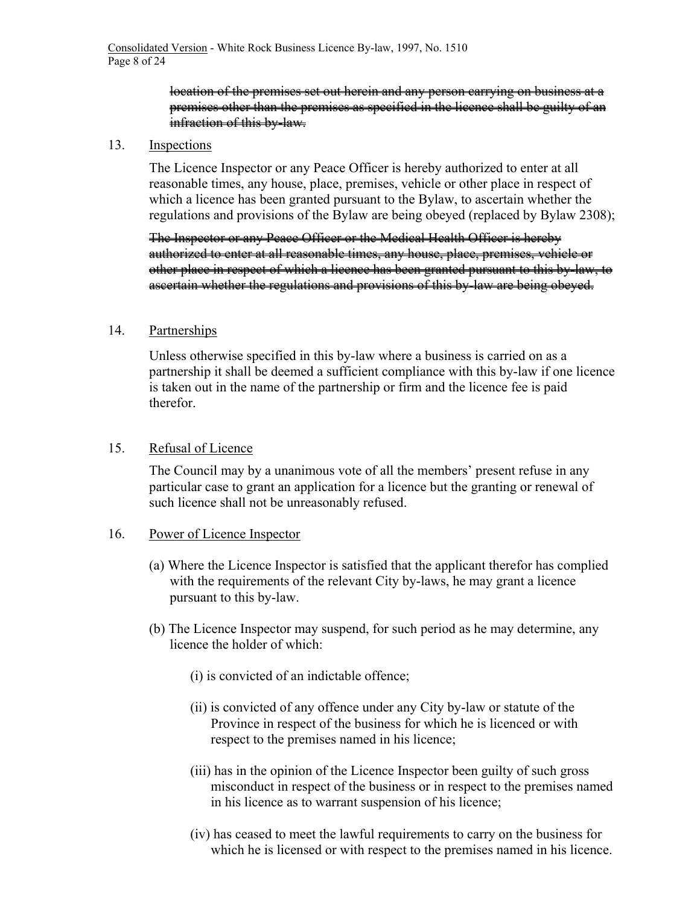~~location of the premises set out herein and any person carrying on business at a premises other than the premises as specified in the licence shall be guilty of an infraction of this by-law.~~

13. Inspections

The Licence Inspector or any Peace Officer is hereby authorized to enter at all reasonable times, any house, place, premises, vehicle or other place in respect of which a licence has been granted pursuant to the Bylaw, to ascertain whether the regulations and provisions of the Bylaw are being obeyed (replaced by Bylaw 2308);

~~The Inspector or any Peace Officer or the Medical Health Officer is hereby authorized to enter at all reasonable times, any house, place, premises, vehicle or other place in respect of which a licence has been granted pursuant to this by-law, to ascertain whether the regulations and provisions of this by-law are being obeyed.~~

14. Partnerships

Unless otherwise specified in this by-law where a business is carried on as a partnership it shall be deemed a sufficient compliance with this by-law if one licence is taken out in the name of the partnership or firm and the licence fee is paid therefor.

15. Refusal of Licence

The Council may by a unanimous vote of all the members' present refuse in any particular case to grant an application for a licence but the granting or renewal of such licence shall not be unreasonably refused.

16. Power of Licence Inspector

(a) Where the Licence Inspector is satisfied that the applicant therefor has complied with the requirements of the relevant City by-laws, he may grant a licence pursuant to this by-law.

(b) The Licence Inspector may suspend, for such period as he may determine, any licence the holder of which:

(i) is convicted of an indictable offence;

(ii) is convicted of any offence under any City by-law or statute of the Province in respect of the business for which he is licenced or with respect to the premises named in his licence;

(iii) has in the opinion of the Licence Inspector been guilty of such gross misconduct in respect of the business or in respect to the premises named in his licence as to warrant suspension of his licence;

(iv) has ceased to meet the lawful requirements to carry on the business for which he is licensed or with respect to the premises named in his licence.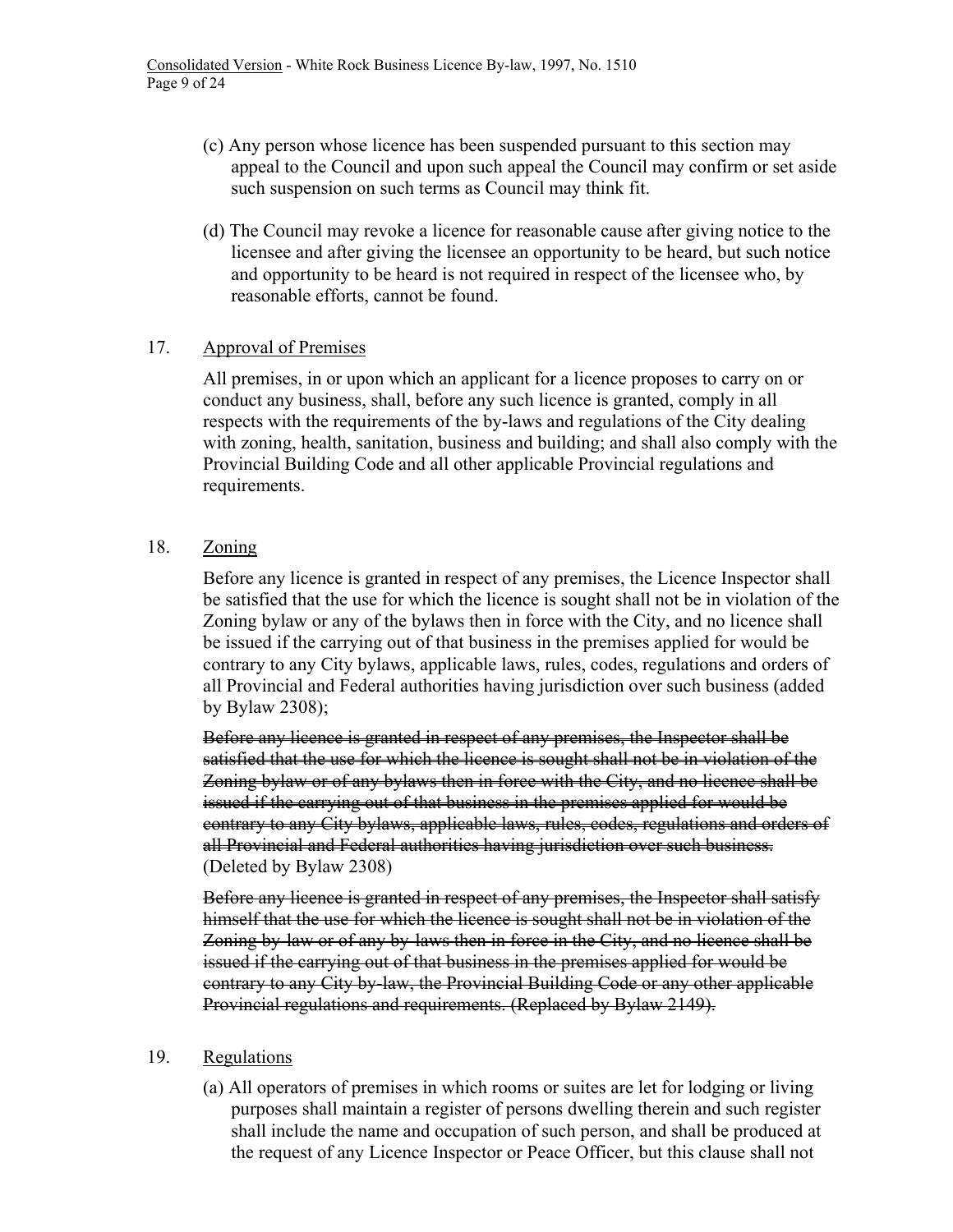(c) Any person whose licence has been suspended pursuant to this section may appeal to the Council and upon such appeal the Council may confirm or set aside such suspension on such terms as Council may think fit.

(d) The Council may revoke a licence for reasonable cause after giving notice to the licensee and after giving the licensee an opportunity to be heard, but such notice and opportunity to be heard is not required in respect of the licensee who, by reasonable efforts, cannot be found.

17. Approval of Premises

All premises, in or upon which an applicant for a licence proposes to carry on or conduct any business, shall, before any such licence is granted, comply in all respects with the requirements of the by-laws and regulations of the City dealing with zoning, health, sanitation, business and building; and shall also comply with the Provincial Building Code and all other applicable Provincial regulations and requirements.

18. Zoning

Before any licence is granted in respect of any premises, the Licence Inspector shall be satisfied that the use for which the licence is sought shall not be in violation of the Zoning bylaw or any of the bylaws then in force with the City, and no licence shall be issued if the carrying out of that business in the premises applied for would be contrary to any City bylaws, applicable laws, rules, codes, regulations and orders of all Provincial and Federal authorities having jurisdiction over such business (added by Bylaw 2308);

~~Before any licence is granted in respect of any premises, the Inspector shall be satisfied that the use for which the licence is sought shall not be in violation of the Zoning bylaw or of any bylaws then in force with the City, and no licence shall be issued if the carrying out of that business in the premises applied for would be contrary to any City bylaws, applicable laws, rules, codes, regulations and orders of all Provincial and Federal authorities having jurisdiction over such business.~~ (Deleted by Bylaw 2308)

~~Before any licence is granted in respect of any premises, the Inspector shall satisfy himself that the use for which the licence is sought shall not be in violation of the Zoning by-law or of any by-laws then in force in the City, and no licence shall be issued if the carrying out of that business in the premises applied for would be contrary to any City by-law, the Provincial Building Code or any other applicable Provincial regulations and requirements. (Replaced by Bylaw 2149).~~

19. Regulations

(a) All operators of premises in which rooms or suites are let for lodging or living purposes shall maintain a register of persons dwelling therein and such register shall include the name and occupation of such person, and shall be produced at the request of any Licence Inspector or Peace Officer, but this clause shall not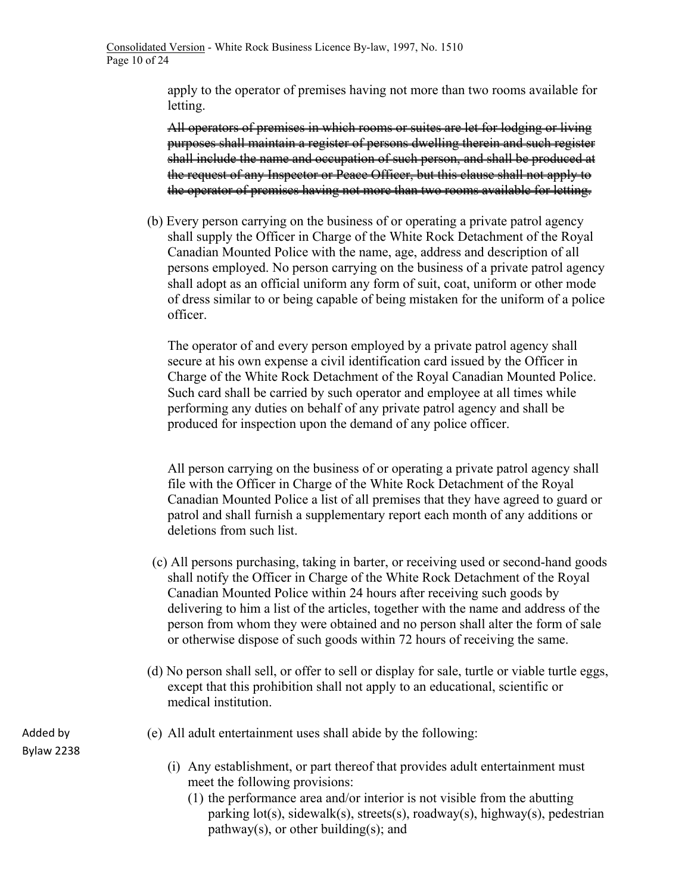apply to the operator of premises having not more than two rooms available for letting.

~~All operators of premises in which rooms or suites are let for lodging or living purposes shall maintain a register of persons dwelling therein and such register shall include the name and occupation of such person, and shall be produced at the request of any Inspector or Peace Officer, but this clause shall not apply to the operator of premises having not more than two rooms available for letting.~~

(b) Every person carrying on the business of or operating a private patrol agency shall supply the Officer in Charge of the White Rock Detachment of the Royal Canadian Mounted Police with the name, age, address and description of all persons employed. No person carrying on the business of a private patrol agency shall adopt as an official uniform any form of suit, coat, uniform or other mode of dress similar to or being capable of being mistaken for the uniform of a police officer.

The operator of and every person employed by a private patrol agency shall secure at his own expense a civil identification card issued by the Officer in Charge of the White Rock Detachment of the Royal Canadian Mounted Police. Such card shall be carried by such operator and employee at all times while performing any duties on behalf of any private patrol agency and shall be produced for inspection upon the demand of any police officer.

All person carrying on the business of or operating a private patrol agency shall file with the Officer in Charge of the White Rock Detachment of the Royal Canadian Mounted Police a list of all premises that they have agreed to guard or patrol and shall furnish a supplementary report each month of any additions or deletions from such list.

(c) All persons purchasing, taking in barter, or receiving used or second-hand goods shall notify the Officer in Charge of the White Rock Detachment of the Royal Canadian Mounted Police within 24 hours after receiving such goods by delivering to him a list of the articles, together with the name and address of the person from whom they were obtained and no person shall alter the form of sale or otherwise dispose of such goods within 72 hours of receiving the same.

(d) No person shall sell, or offer to sell or display for sale, turtle or viable turtle eggs, except that this prohibition shall not apply to an educational, scientific or medical institution.

Added by Bylaw 2238

(e) All adult entertainment uses shall abide by the following:

(i) Any establishment, or part thereof that provides adult entertainment must meet the following provisions:

(1) the performance area and/or interior is not visible from the abutting parking lot(s), sidewalk(s), streets(s), roadway(s), highway(s), pedestrian pathway(s), or other building(s); and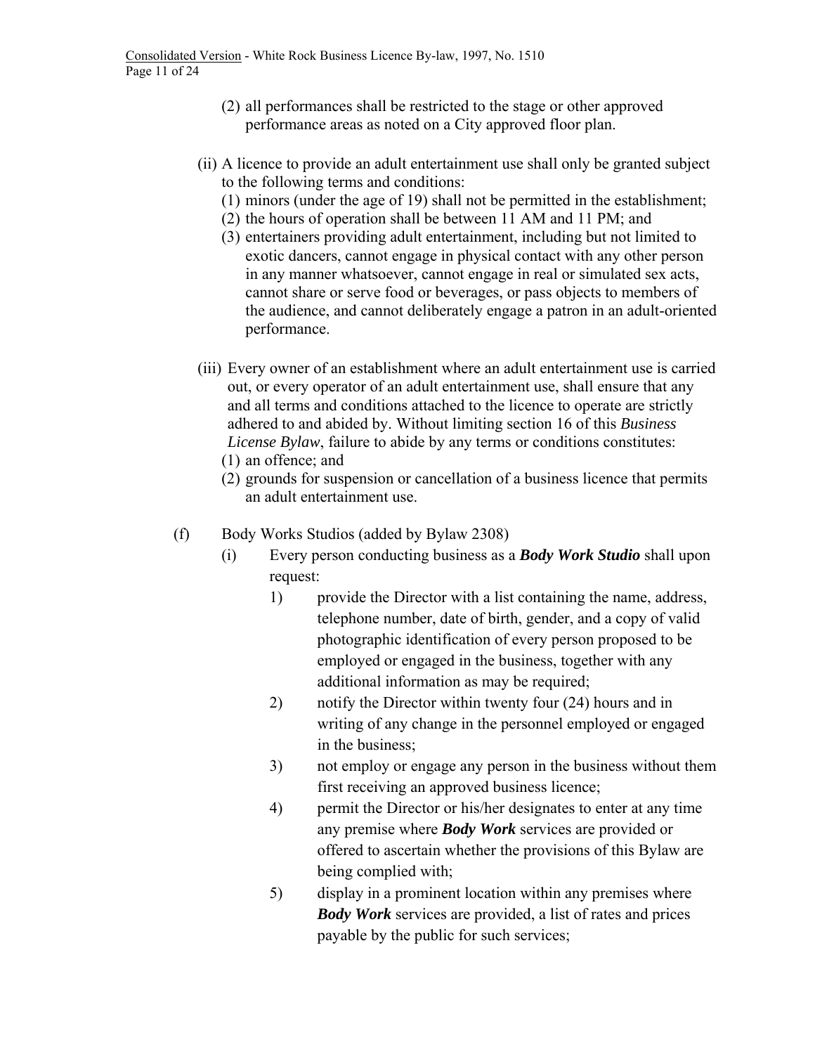(2) all performances shall be restricted to the stage or other approved performance areas as noted on a City approved floor plan.

(ii) A licence to provide an adult entertainment use shall only be granted subject to the following terms and conditions:

(1) minors (under the age of 19) shall not be permitted in the establishment;

(2) the hours of operation shall be between 11 AM and 11 PM; and

(3) entertainers providing adult entertainment, including but not limited to exotic dancers, cannot engage in physical contact with any other person in any manner whatsoever, cannot engage in real or simulated sex acts, cannot share or serve food or beverages, or pass objects to members of the audience, and cannot deliberately engage a patron in an adult-oriented performance.

(iii) Every owner of an establishment where an adult entertainment use is carried out, or every operator of an adult entertainment use, shall ensure that any and all terms and conditions attached to the licence to operate are strictly adhered to and abided by. Without limiting section 16 of this *Business License Bylaw*, failure to abide by any terms or conditions constitutes:

(1) an offence; and

(2) grounds for suspension or cancellation of a business licence that permits an adult entertainment use.

(f) Body Works Studios (added by Bylaw 2308)

(i) Every person conducting business as a ***Body Work Studio*** shall upon request:

1) provide the Director with a list containing the name, address, telephone number, date of birth, gender, and a copy of valid photographic identification of every person proposed to be employed or engaged in the business, together with any additional information as may be required;

2) notify the Director within twenty four (24) hours and in writing of any change in the personnel employed or engaged in the business;

3) not employ or engage any person in the business without them first receiving an approved business licence;

4) permit the Director or his/her designates to enter at any time any premise where ***Body Work*** services are provided or offered to ascertain whether the provisions of this Bylaw are being complied with;

5) display in a prominent location within any premises where ***Body Work*** services are provided, a list of rates and prices payable by the public for such services;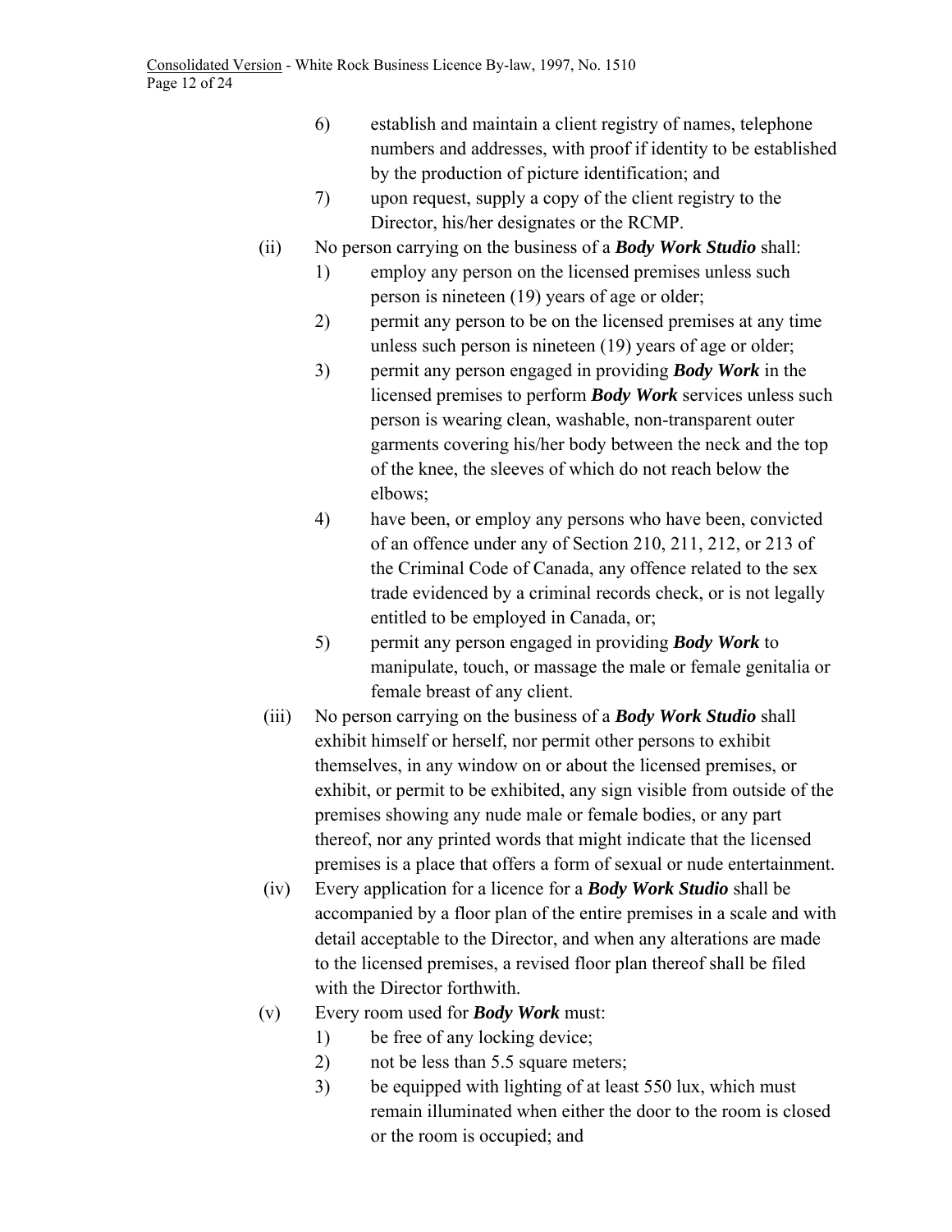6) establish and maintain a client registry of names, telephone numbers and addresses, with proof if identity to be established by the production of picture identification; and

7) upon request, supply a copy of the client registry to the Director, his/her designates or the RCMP.

(ii) No person carrying on the business of a ***Body Work Studio*** shall:

1) employ any person on the licensed premises unless such person is nineteen (19) years of age or older;

2) permit any person to be on the licensed premises at any time unless such person is nineteen (19) years of age or older;

3) permit any person engaged in providing ***Body Work*** in the licensed premises to perform ***Body Work*** services unless such person is wearing clean, washable, non-transparent outer garments covering his/her body between the neck and the top of the knee, the sleeves of which do not reach below the elbows;

4) have been, or employ any persons who have been, convicted of an offence under any of Section 210, 211, 212, or 213 of the Criminal Code of Canada, any offence related to the sex trade evidenced by a criminal records check, or is not legally entitled to be employed in Canada, or;

5) permit any person engaged in providing ***Body Work*** to manipulate, touch, or massage the male or female genitalia or female breast of any client.

(iii) No person carrying on the business of a ***Body Work Studio*** shall exhibit himself or herself, nor permit other persons to exhibit themselves, in any window on or about the licensed premises, or exhibit, or permit to be exhibited, any sign visible from outside of the premises showing any nude male or female bodies, or any part thereof, nor any printed words that might indicate that the licensed premises is a place that offers a form of sexual or nude entertainment.

(iv) Every application for a licence for a ***Body Work Studio*** shall be accompanied by a floor plan of the entire premises in a scale and with detail acceptable to the Director, and when any alterations are made to the licensed premises, a revised floor plan thereof shall be filed with the Director forthwith.

(v) Every room used for ***Body Work*** must:

1) be free of any locking device;

2) not be less than 5.5 square meters;

3) be equipped with lighting of at least 550 lux, which must remain illuminated when either the door to the room is closed or the room is occupied; and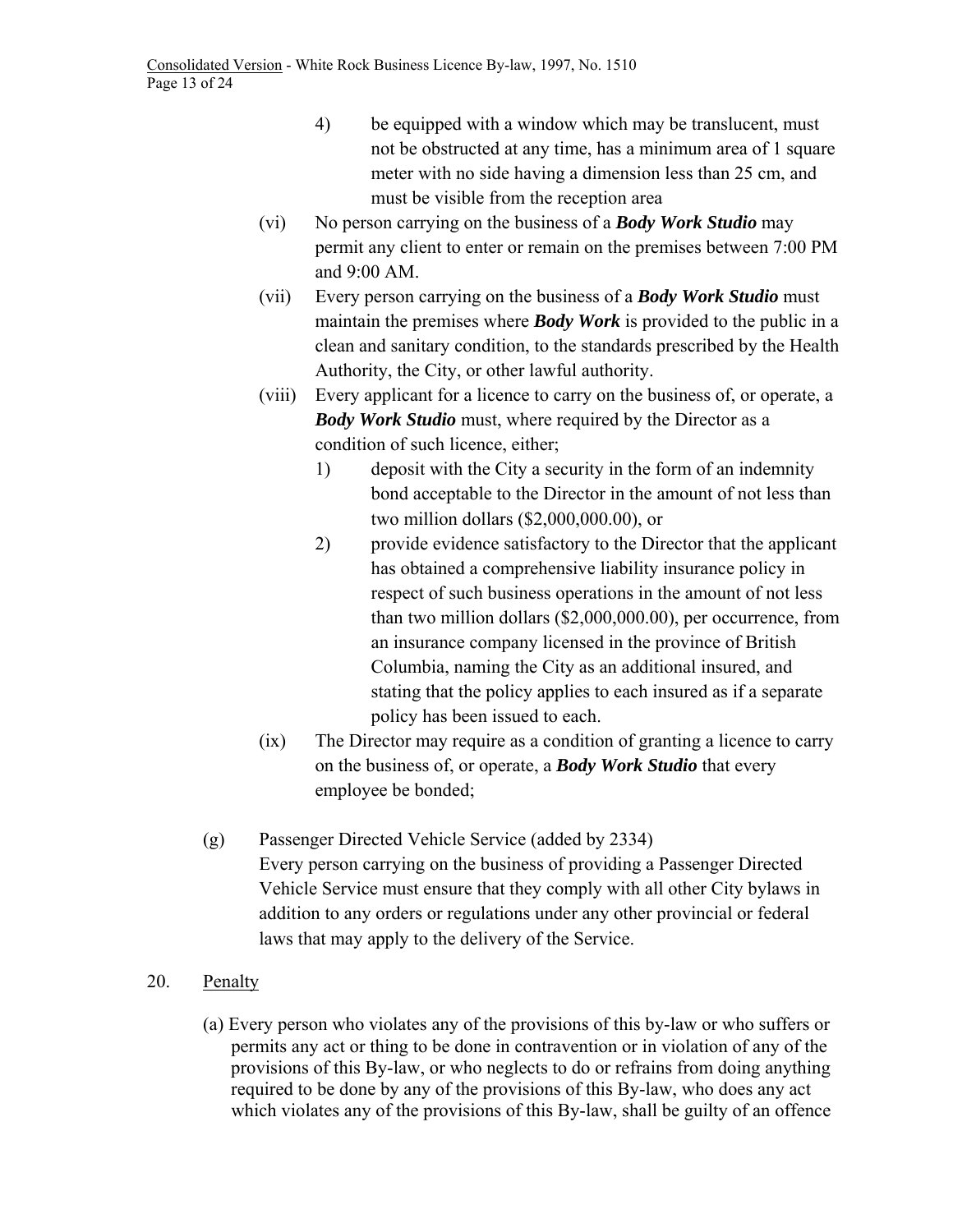4) be equipped with a window which may be translucent, must not be obstructed at any time, has a minimum area of 1 square meter with no side having a dimension less than 25 cm, and must be visible from the reception area

(vi) No person carrying on the business of a ***Body Work Studio*** may permit any client to enter or remain on the premises between 7:00 PM and 9:00 AM.

(vii) Every person carrying on the business of a ***Body Work Studio*** must maintain the premises where ***Body Work*** is provided to the public in a clean and sanitary condition, to the standards prescribed by the Health Authority, the City, or other lawful authority.

(viii) Every applicant for a licence to carry on the business of, or operate, a ***Body Work Studio*** must, where required by the Director as a condition of such licence, either;

1) deposit with the City a security in the form of an indemnity bond acceptable to the Director in the amount of not less than two million dollars ($2,000,000.00), or

2) provide evidence satisfactory to the Director that the applicant has obtained a comprehensive liability insurance policy in respect of such business operations in the amount of not less than two million dollars ($2,000,000.00), per occurrence, from an insurance company licensed in the province of British Columbia, naming the City as an additional insured, and stating that the policy applies to each insured as if a separate policy has been issued to each.

(ix) The Director may require as a condition of granting a licence to carry on the business of, or operate, a ***Body Work Studio*** that every employee be bonded;

(g) Passenger Directed Vehicle Service (added by 2334)
Every person carrying on the business of providing a Passenger Directed Vehicle Service must ensure that they comply with all other City bylaws in addition to any orders or regulations under any other provincial or federal laws that may apply to the delivery of the Service.

20. Penalty

(a) Every person who violates any of the provisions of this by-law or who suffers or permits any act or thing to be done in contravention or in violation of any of the provisions of this By-law, or who neglects to do or refrains from doing anything required to be done by any of the provisions of this By-law, who does any act which violates any of the provisions of this By-law, shall be guilty of an offence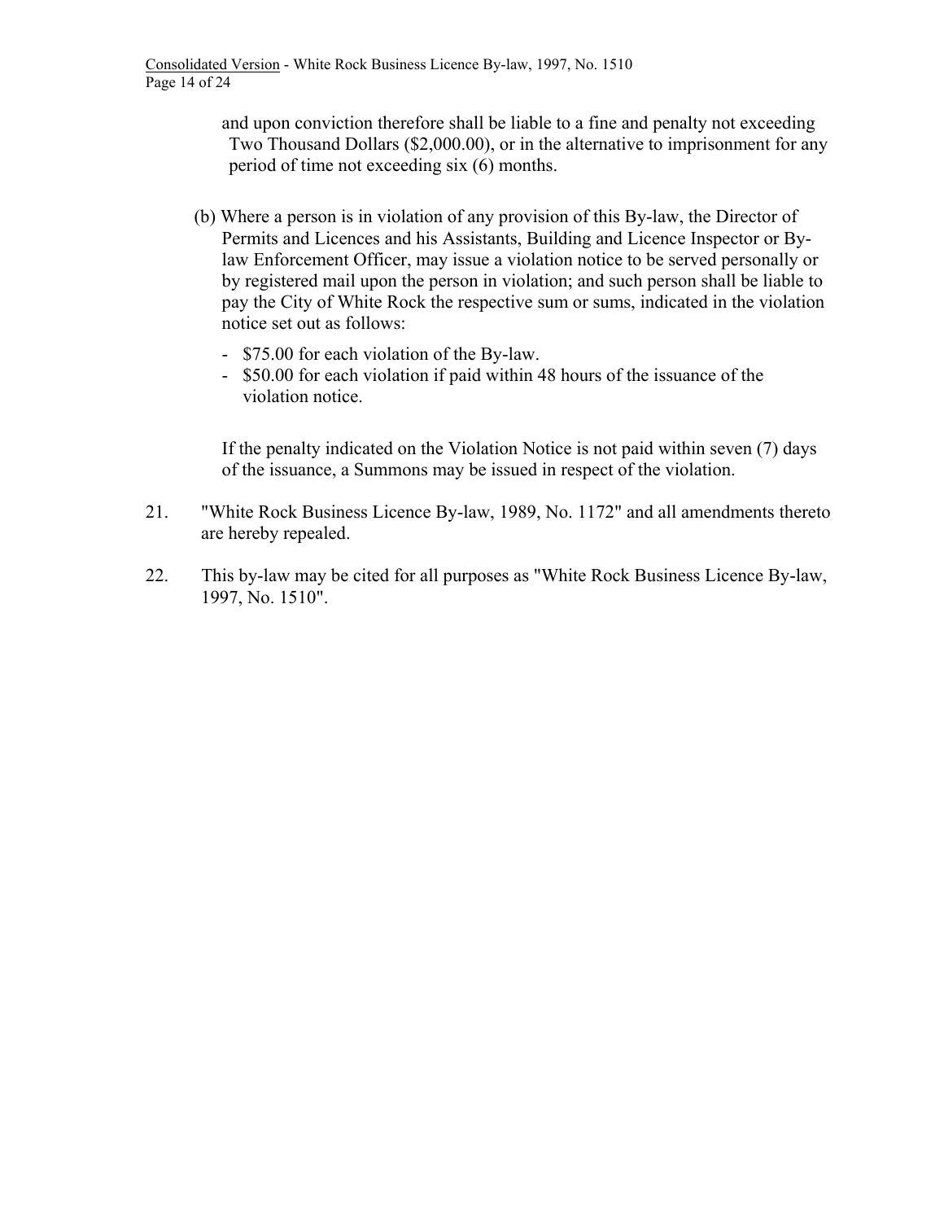and upon conviction therefore shall be liable to a fine and penalty not exceeding Two Thousand Dollars ($2,000.00), or in the alternative to imprisonment for any period of time not exceeding six (6) months.

(b) Where a person is in violation of any provision of this By-law, the Director of Permits and Licences and his Assistants, Building and Licence Inspector or By-law Enforcement Officer, may issue a violation notice to be served personally or by registered mail upon the person in violation; and such person shall be liable to pay the City of White Rock the respective sum or sums, indicated in the violation notice set out as follows:

- $75.00 for each violation of the By-law.
- $50.00 for each violation if paid within 48 hours of the issuance of the violation notice.

If the penalty indicated on the Violation Notice is not paid within seven (7) days of the issuance, a Summons may be issued in respect of the violation.

21. "White Rock Business Licence By-law, 1989, No. 1172" and all amendments thereto are hereby repealed.

22. This by-law may be cited for all purposes as "White Rock Business Licence By-law, 1997, No. 1510".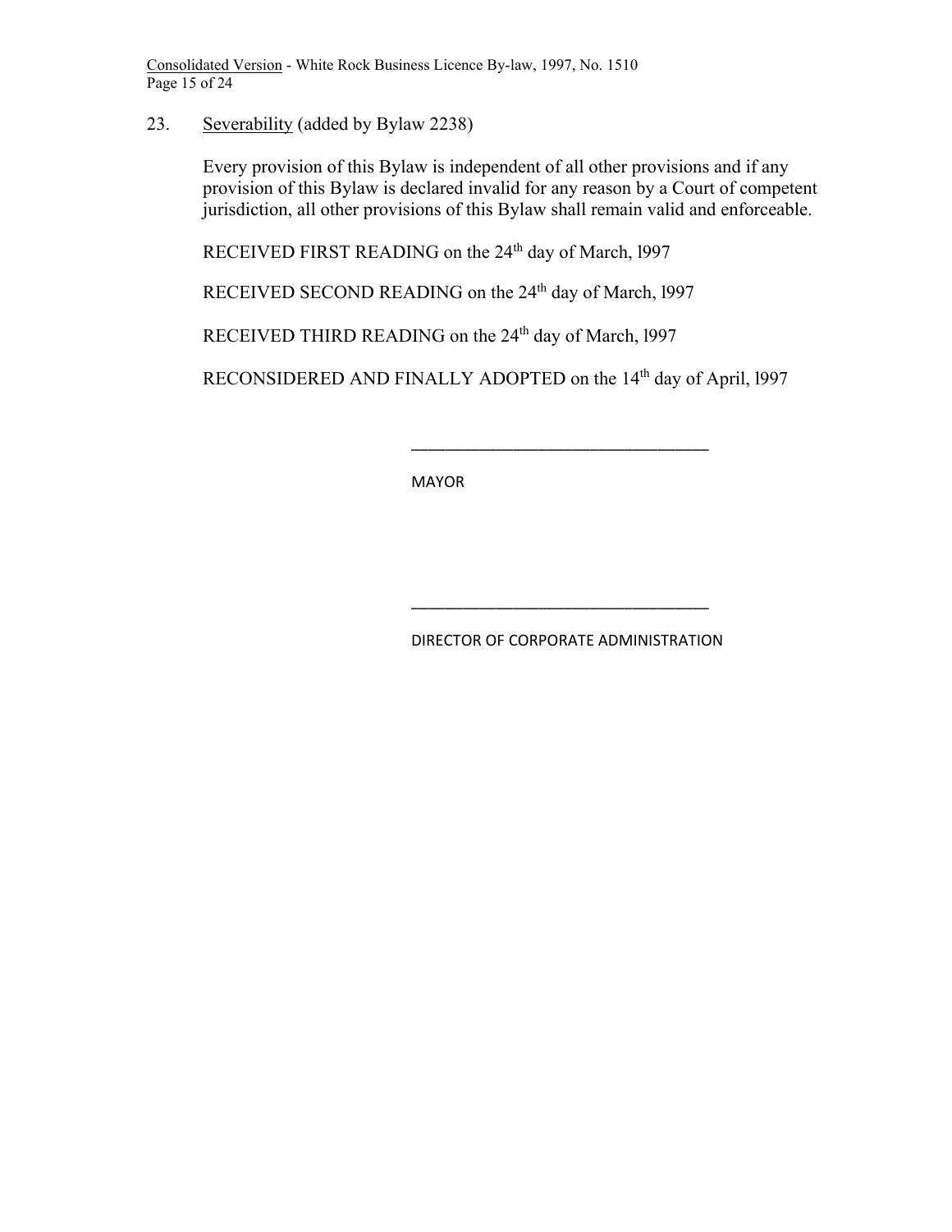23. Severability (added by Bylaw 2238)

Every provision of this Bylaw is independent of all other provisions and if any provision of this Bylaw is declared invalid for any reason by a Court of competent jurisdiction, all other provisions of this Bylaw shall remain valid and enforceable.

RECEIVED FIRST READING on the 24th day of March, l997

RECEIVED SECOND READING on the 24th day of March, l997

RECEIVED THIRD READING on the 24th day of March, l997

RECONSIDERED AND FINALLY ADOPTED on the 14th day of April, l997

\_\_\_\_\_\_\_\_\_\_\_\_\_\_\_\_\_\_\_\_\_\_\_\_\_\_\_\_\_\_\_\_\_\_

MAYOR

\_\_\_\_\_\_\_\_\_\_\_\_\_\_\_\_\_\_\_\_\_\_\_\_\_\_\_\_\_\_\_\_\_\_

DIRECTOR OF CORPORATE ADMINISTRATION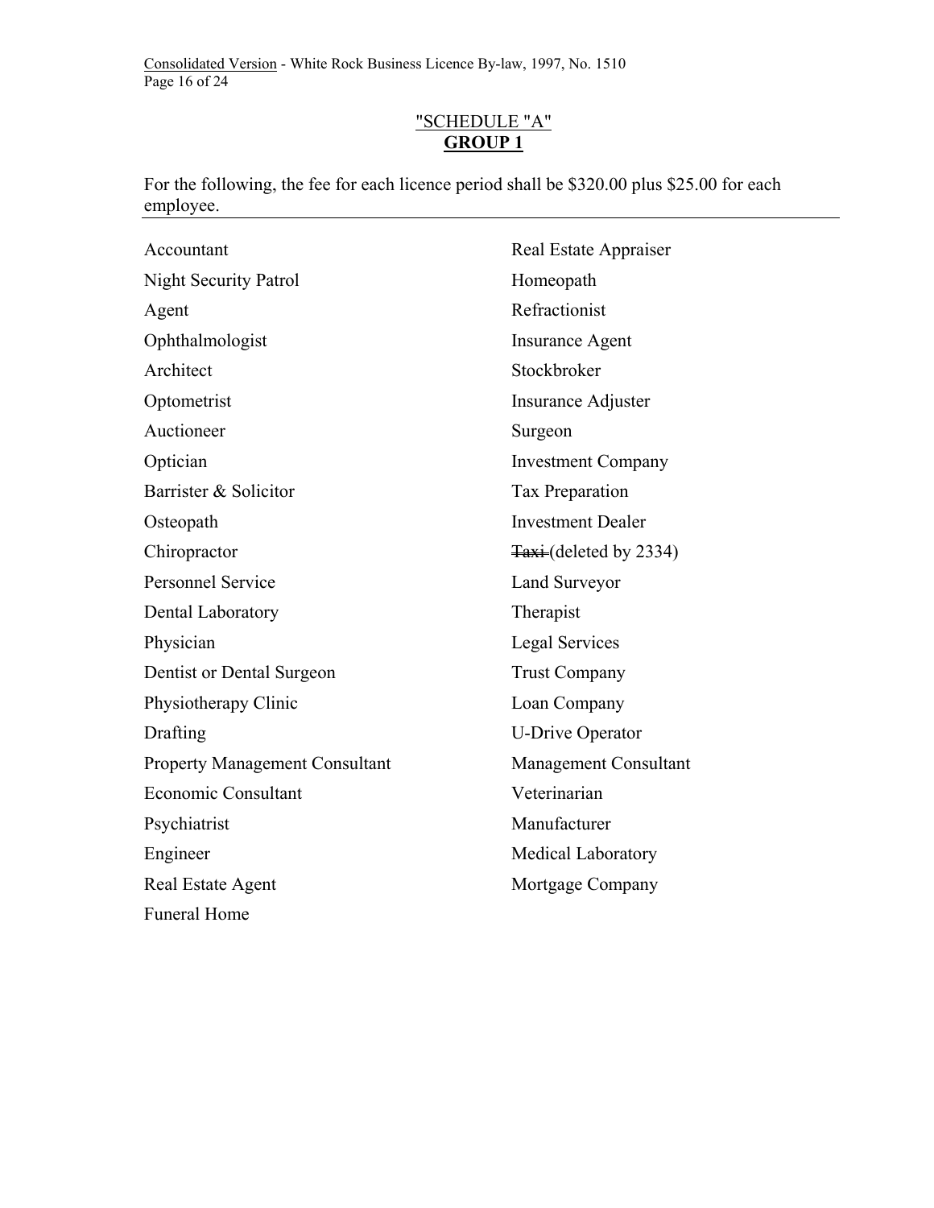"SCHEDULE "A"
**GROUP 1**

For the following, the fee for each licence period shall be $320.00 plus $25.00 for each employee.

---

Accountant

Night Security Patrol

Agent

Ophthalmologist

Architect

Optometrist

Auctioneer

Optician

Barrister & Solicitor

Osteopath

Chiropractor

Personnel Service

Dental Laboratory

Physician

Dentist or Dental Surgeon

Physiotherapy Clinic

Drafting

Property Management Consultant

Economic Consultant

Psychiatrist

Engineer

Real Estate Agent

Funeral Home

Real Estate Appraiser

Homeopath

Refractionist

Insurance Agent

Stockbroker

Insurance Adjuster

Surgeon

Investment Company

Tax Preparation

Investment Dealer

~~Taxi~~ (deleted by 2334)

Land Surveyor

Therapist

Legal Services

Trust Company

Loan Company

U-Drive Operator

Management Consultant

Veterinarian

Manufacturer

Medical Laboratory

Mortgage Company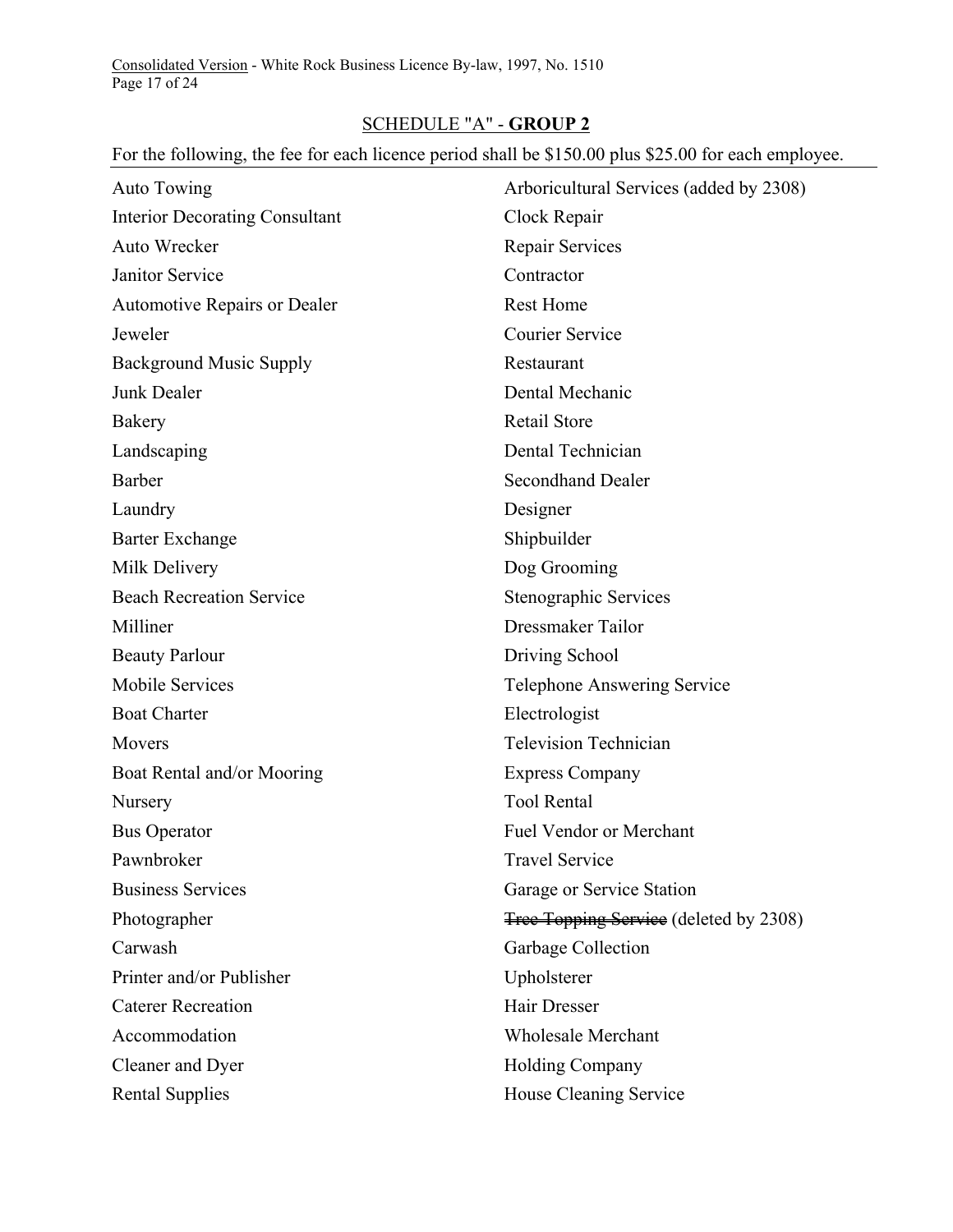## SCHEDULE "A" - **GROUP 2**

For the following, the fee for each licence period shall be $150.00 plus $25.00 for each employee.

Auto Towing

Interior Decorating Consultant

Auto Wrecker

Janitor Service

Automotive Repairs or Dealer

Jeweler

Background Music Supply

Junk Dealer

Bakery

Landscaping

Barber

Laundry

Barter Exchange

Milk Delivery

Beach Recreation Service

Milliner

Beauty Parlour

Mobile Services

Boat Charter

Movers

Boat Rental and/or Mooring

Nursery

Bus Operator

Pawnbroker

Business Services

Photographer

Carwash

Printer and/or Publisher

Caterer Recreation

Accommodation

Cleaner and Dyer

Rental Supplies

Arboricultural Services (added by 2308)

Clock Repair

Repair Services

Contractor

Rest Home

Courier Service

Restaurant

Dental Mechanic

Retail Store

Dental Technician

Secondhand Dealer

Designer

Shipbuilder

Dog Grooming

Stenographic Services

Dressmaker Tailor

Driving School

Telephone Answering Service

Electrologist

Television Technician

Express Company

Tool Rental

Fuel Vendor or Merchant

Travel Service

Garage or Service Station

~~Tree Topping Service~~ (deleted by 2308)

Garbage Collection

Upholsterer

Hair Dresser

Wholesale Merchant

Holding Company

House Cleaning Service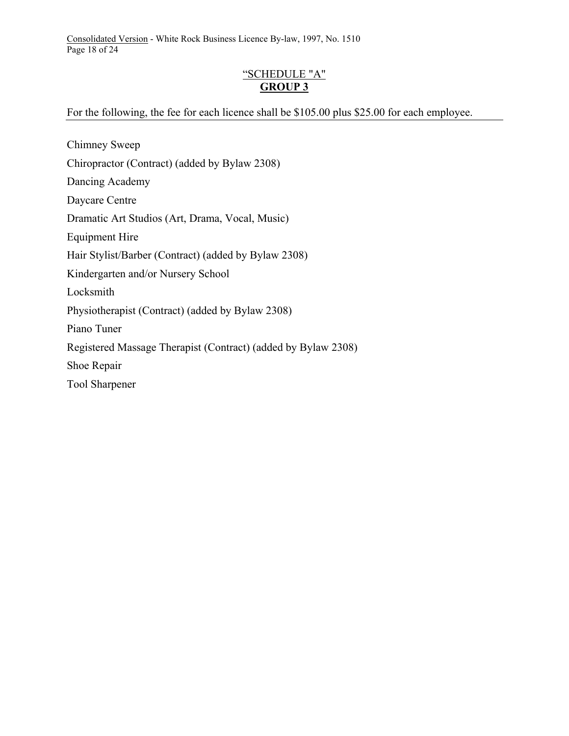## “SCHEDULE "A"
## **GROUP 3**

For the following, the fee for each licence shall be $105.00 plus $25.00 for each employee.

Chimney Sweep

Chiropractor (Contract) (added by Bylaw 2308)

Dancing Academy

Daycare Centre

Dramatic Art Studios (Art, Drama, Vocal, Music)

Equipment Hire

Hair Stylist/Barber (Contract) (added by Bylaw 2308)

Kindergarten and/or Nursery School

Locksmith

Physiotherapist (Contract) (added by Bylaw 2308)

Piano Tuner

Registered Massage Therapist (Contract) (added by Bylaw 2308)

Shoe Repair

Tool Sharpener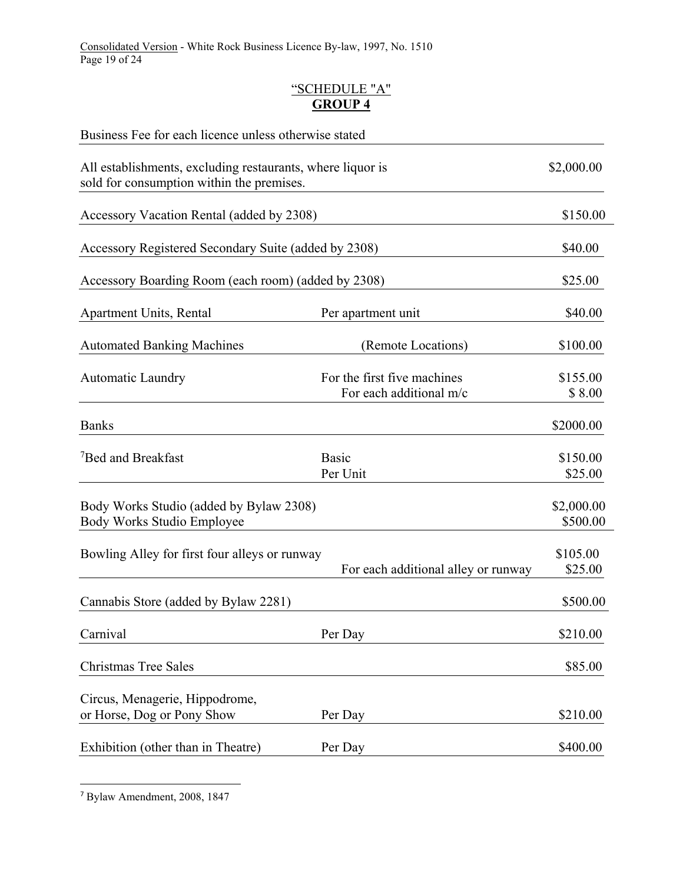“SCHEDULE "A"

**GROUP 4**

| Business Fee for each licence unless otherwise stated | | |
|---|---|---|
| All establishments, excluding restaurants, where liquor is sold for consumption within the premises. | | $2,000.00 |
| Accessory Vacation Rental (added by 2308) | | $150.00 |
| Accessory Registered Secondary Suite (added by 2308) | | $40.00 |
| Accessory Boarding Room (each room) (added by 2308) | | $25.00 |
| Apartment Units, Rental | Per apartment unit | $40.00 |
| Automated Banking Machines | (Remote Locations) | $100.00 |
| Automatic Laundry | For the first five machines | $155.00 |
| | For each additional m/c | $ 8.00 |
| Banks | | $2000.00 |
| [7]Bed and Breakfast | Basic | $150.00 |
| | Per Unit | $25.00 |
| Body Works Studio (added by Bylaw 2308) | | $2,000.00 |
| Body Works Studio Employee | | $500.00 |
| Bowling Alley for first four alleys or runway | | $105.00 |
| | For each additional alley or runway | $25.00 |
| Cannabis Store (added by Bylaw 2281) | | $500.00 |
| Carnival | Per Day | $210.00 |
| Christmas Tree Sales | | $85.00 |
| Circus, Menagerie, Hippodrome, or Horse, Dog or Pony Show | Per Day | $210.00 |
| Exhibition (other than in Theatre) | Per Day | $400.00 |

[7] Bylaw Amendment, 2008, 1847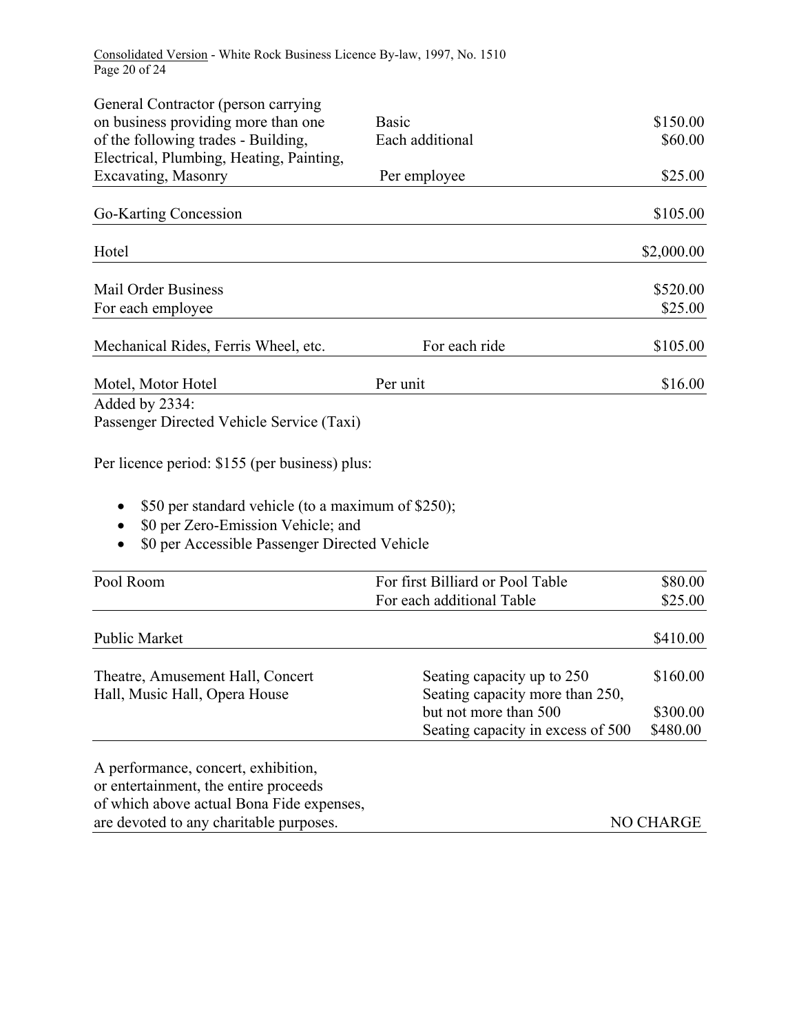| | | |
|---|---|---|
| General Contractor (person carrying on business providing more than one of the following trades - Building, Electrical, Plumbing, Heating, Painting, Excavating, Masonry | Basic | $150.00 |
| | Each additional | $60.00 |
| | Per employee | $25.00 |
| Go-Karting Concession | | $105.00 |
| Hotel | | $2,000.00 |
| Mail Order Business | | $520.00 |
| For each employee | | $25.00 |
| Mechanical Rides, Ferris Wheel, etc. | For each ride | $105.00 |
| Motel, Motor Hotel | Per unit | $16.00 |

Added by 2334:
Passenger Directed Vehicle Service (Taxi)

Per licence period: $155 (per business) plus:

- $50 per standard vehicle (to a maximum of $250);
- $0 per Zero-Emission Vehicle; and
- $0 per Accessible Passenger Directed Vehicle

| | | |
|---|---|---|
| Pool Room | For first Billiard or Pool Table | $80.00 |
| | For each additional Table | $25.00 |
| Public Market | | $410.00 |
| Theatre, Amusement Hall, Concert Hall, Music Hall, Opera House | Seating capacity up to 250 | $160.00 |
| | Seating capacity more than 250, but not more than 500 | $300.00 |
| | Seating capacity in excess of 500 | $480.00 |
| A performance, concert, exhibition, or entertainment, the entire proceeds of which above actual Bona Fide expenses, are devoted to any charitable purposes. | | NO CHARGE |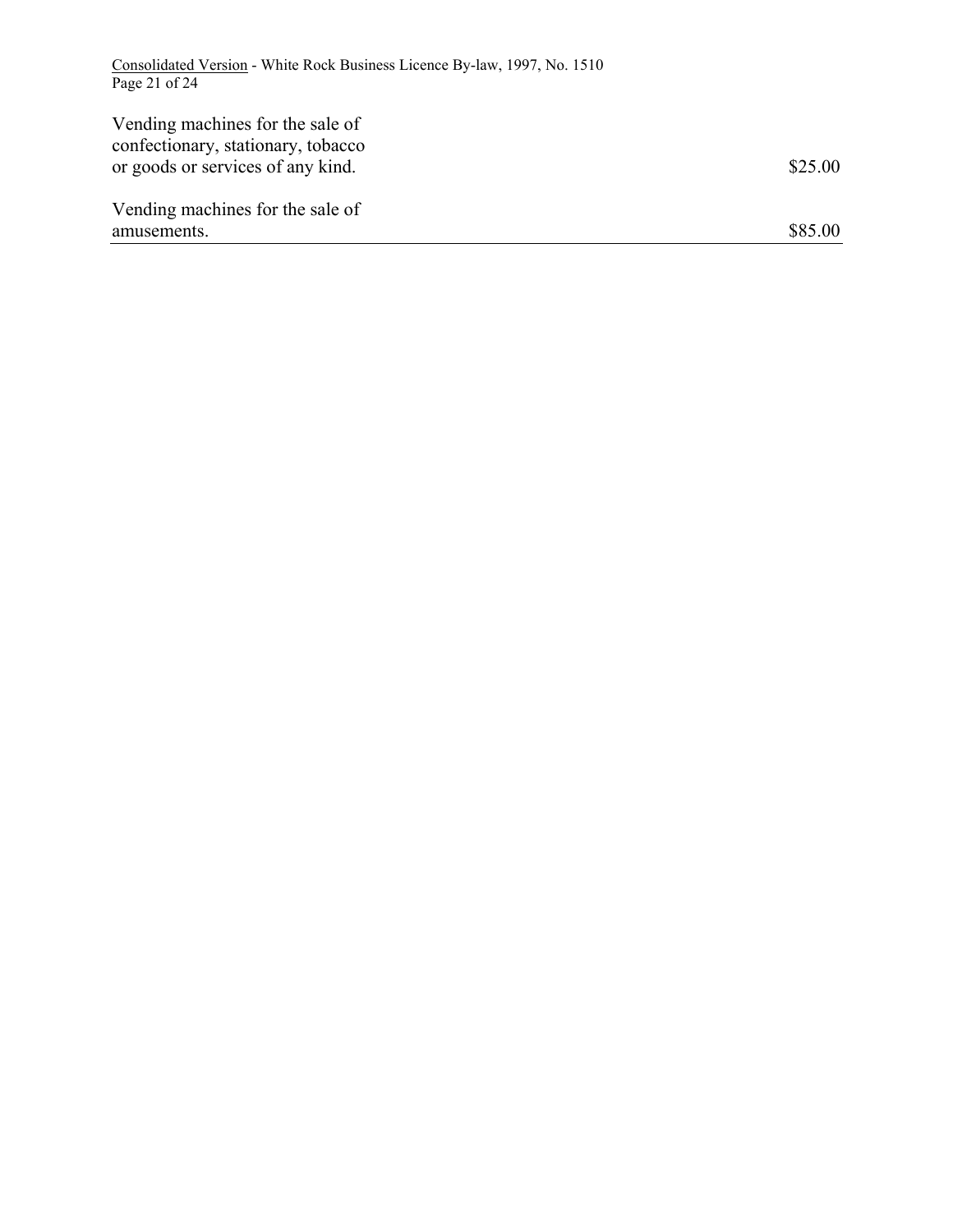| | |
|---|---|
| Vending machines for the sale of confectionary, stationary, tobacco or goods or services of any kind. | $25.00 |
| Vending machines for the sale of amusements. | $85.00 |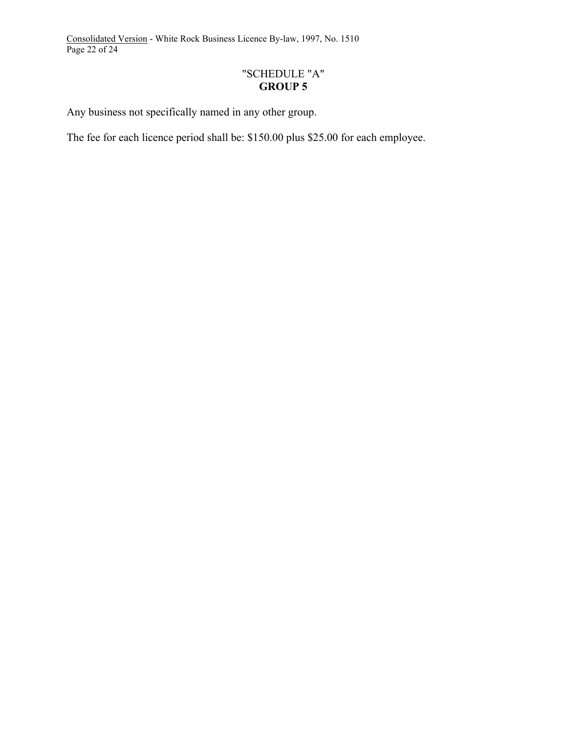"SCHEDULE "A"
**GROUP 5**

Any business not specifically named in any other group.

The fee for each licence period shall be: $150.00 plus $25.00 for each employee.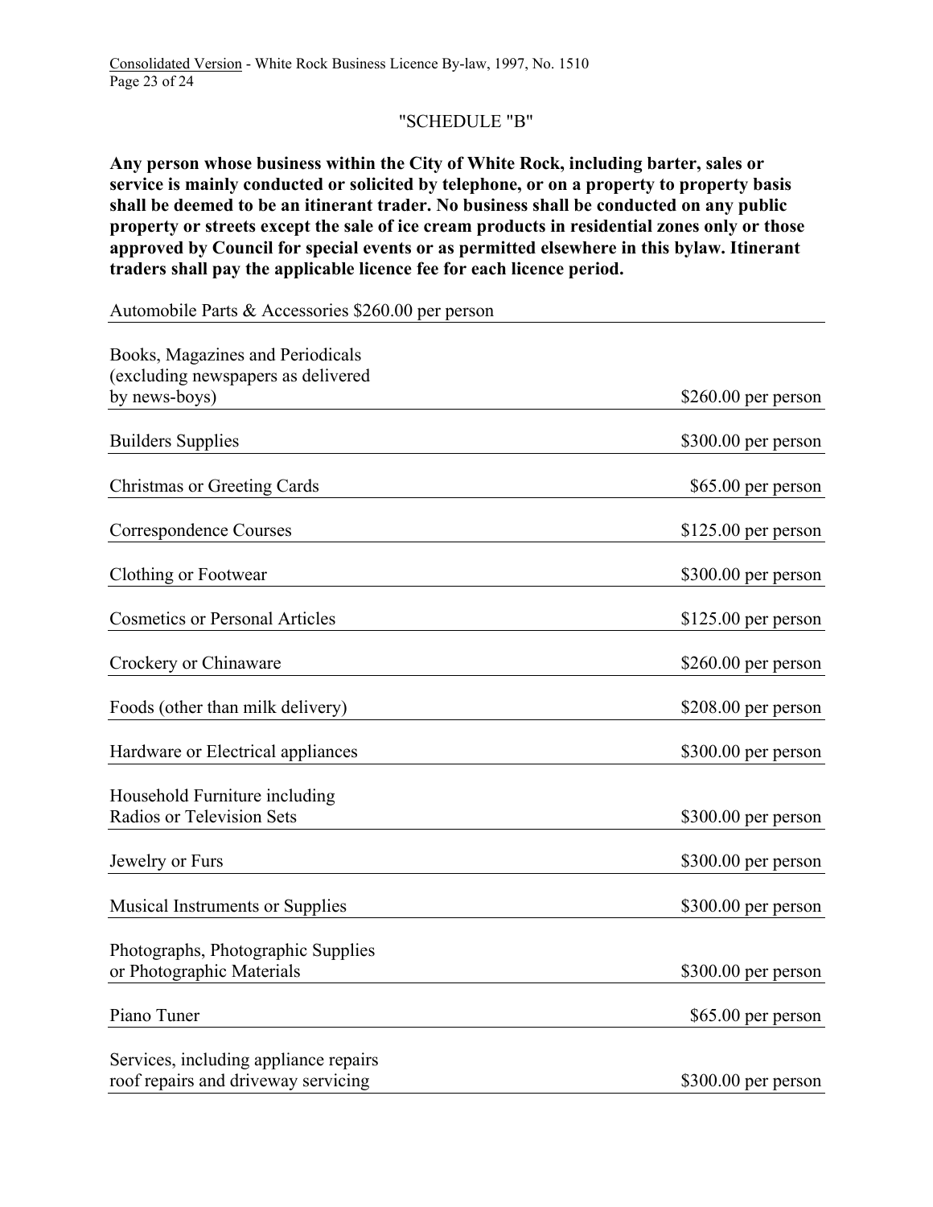"SCHEDULE "B"

**Any person whose business within the City of White Rock, including barter, sales or service is mainly conducted or solicited by telephone, or on a property to property basis shall be deemed to be an itinerant trader. No business shall be conducted on any public property or streets except the sale of ice cream products in residential zones only or those approved by Council for special events or as permitted elsewhere in this bylaw. Itinerant traders shall pay the applicable licence fee for each licence period.**

| | |
|---|---|
| Automobile Parts & Accessories | $260.00 per person |
| Books, Magazines and Periodicals (excluding newspapers as delivered by news-boys) | $260.00 per person |
| Builders Supplies | $300.00 per person |
| Christmas or Greeting Cards | $65.00 per person |
| Correspondence Courses | $125.00 per person |
| Clothing or Footwear | $300.00 per person |
| Cosmetics or Personal Articles | $125.00 per person |
| Crockery or Chinaware | $260.00 per person |
| Foods (other than milk delivery) | $208.00 per person |
| Hardware or Electrical appliances | $300.00 per person |
| Household Furniture including Radios or Television Sets | $300.00 per person |
| Jewelry or Furs | $300.00 per person |
| Musical Instruments or Supplies | $300.00 per person |
| Photographs, Photographic Supplies or Photographic Materials | $300.00 per person |
| Piano Tuner | $65.00 per person |
| Services, including appliance repairs roof repairs and driveway servicing | $300.00 per person |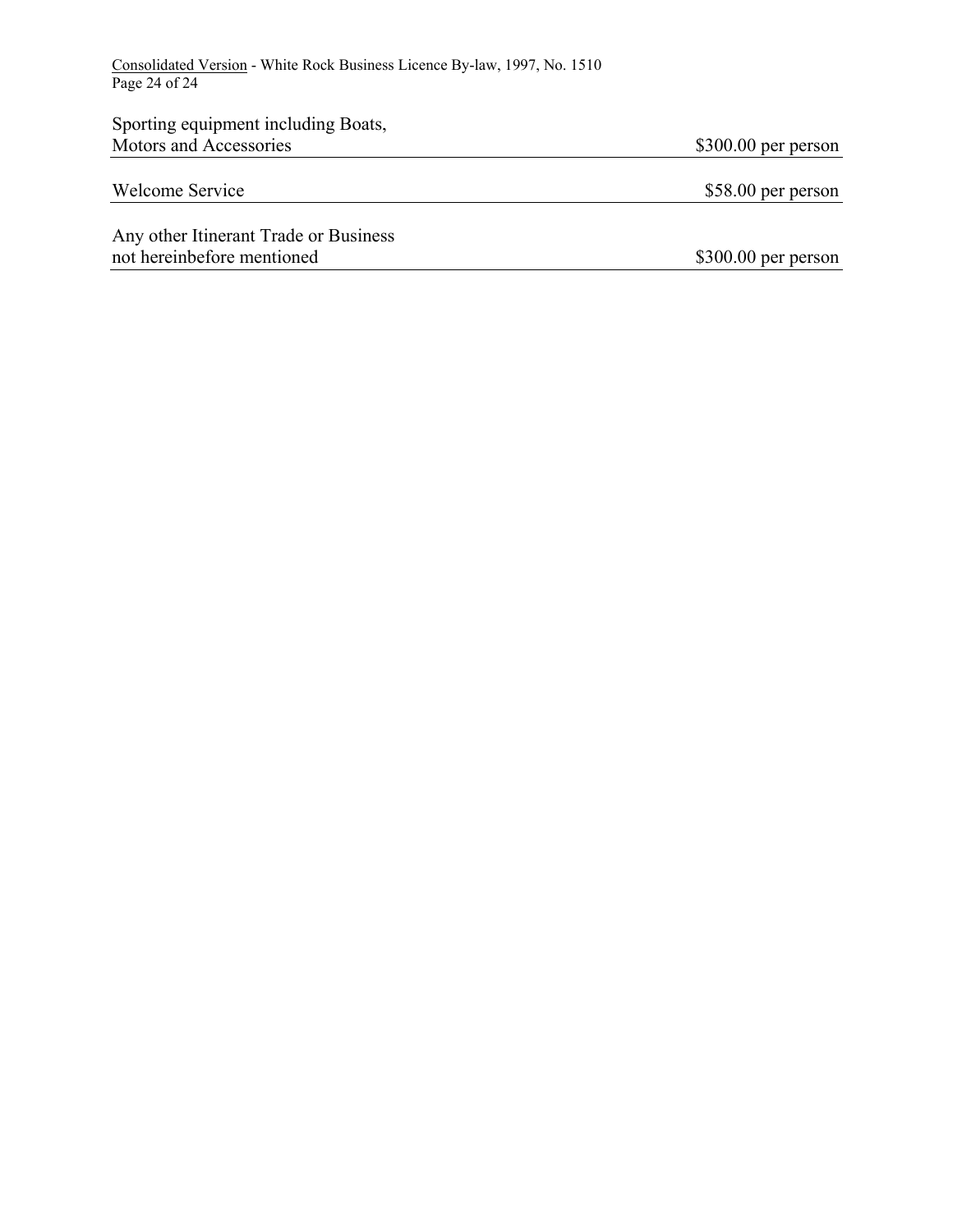| | |
|---|---|
| Sporting equipment including Boats, Motors and Accessories | \$300.00 per person |
| Welcome Service | \$58.00 per person |
| Any other Itinerant Trade or Business not hereinbefore mentioned | \$300.00 per person |